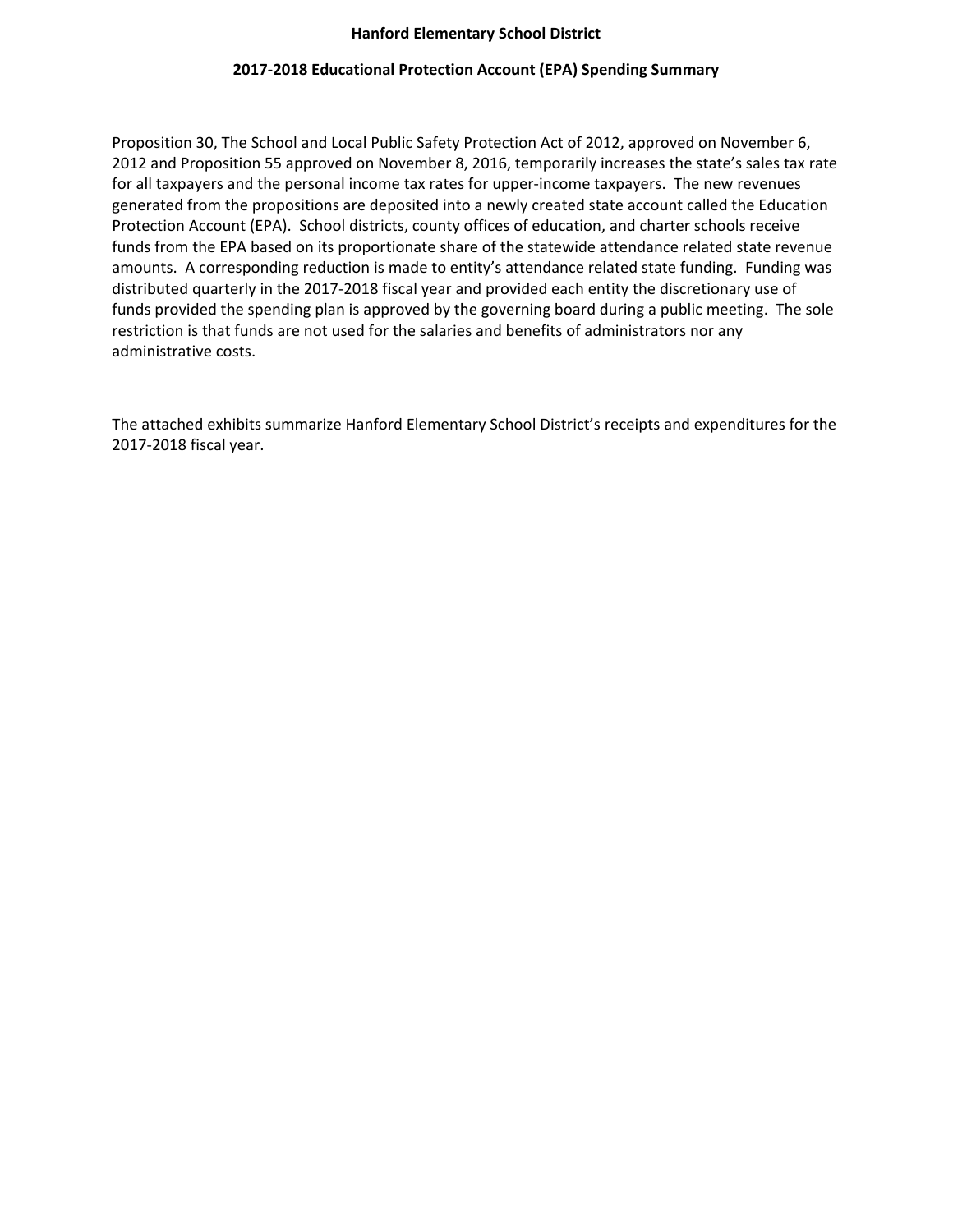# Hanford Elementary School District

## 2017-2018 Educational Protection Account (EPA) Spending Summary

Proposition 30, The School and Local Public Safety Protection Act of 2012, approved on November 6, 2012 and Proposition 55 approved on November 8, 2016, temporarily increases the state's sales tax rate for all taxpayers and the personal income tax rates for upper-income taxpayers. The new revenues generated from the propositions are deposited into a newly created state account called the Education Protection Account (EPA). School districts, county offices of education, and charter schools receive funds from the EPA based on its proportionate share of the statewide attendance related state revenue amounts. A corresponding reduction is made to entity's attendance related state funding. Funding was distributed quarterly in the 2017-2018 fiscal year and provided each entity the discretionary use of funds provided the spending plan is approved by the governing board during a public meeting. The sole restriction is that funds are not used for the salaries and benefits of administrators nor any administrative costs.

The attached exhibits summarize Hanford Elementary School District's receipts and expenditures for the 2017-2018 fiscal year.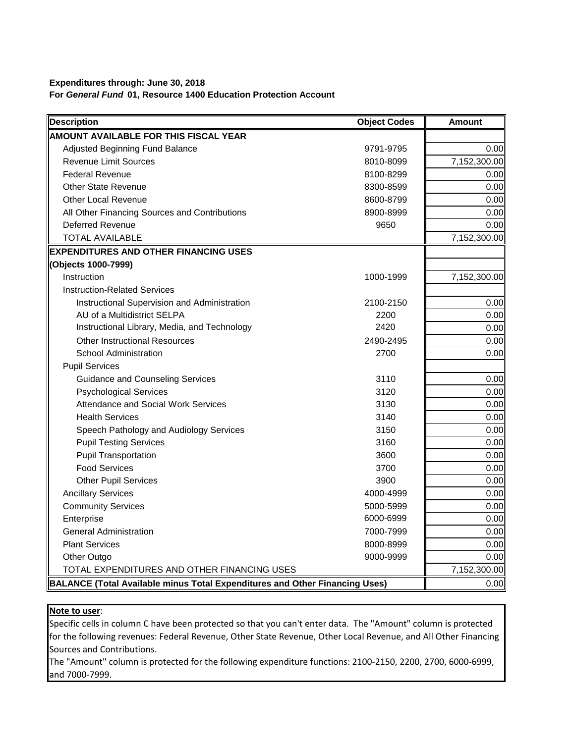**Expenditures through: June 30, 2018**
**For *General Fund* 01, Resource 1400 Education Protection Account**

| Description | Object Codes | Amount |
|---|---|---|
| **AMOUNT AVAILABLE FOR THIS FISCAL YEAR** | | |
| Adjusted Beginning Fund Balance | 9791-9795 | 0.00 |
| Revenue Limit Sources | 8010-8099 | 7,152,300.00 |
| Federal Revenue | 8100-8299 | 0.00 |
| Other State Revenue | 8300-8599 | 0.00 |
| Other Local Revenue | 8600-8799 | 0.00 |
| All Other Financing Sources and Contributions | 8900-8999 | 0.00 |
| Deferred Revenue | 9650 | 0.00 |
| TOTAL AVAILABLE | | 7,152,300.00 |
| **EXPENDITURES AND OTHER FINANCING USES** | | |
| **(Objects 1000-7999)** | | |
| Instruction | 1000-1999 | 7,152,300.00 |
| Instruction-Related Services | | |
| Instructional Supervision and Administration | 2100-2150 | 0.00 |
| AU of a Multidistrict SELPA | 2200 | 0.00 |
| Instructional Library, Media, and Technology | 2420 | 0.00 |
| Other Instructional Resources | 2490-2495 | 0.00 |
| School Administration | 2700 | 0.00 |
| Pupil Services | | |
| Guidance and Counseling Services | 3110 | 0.00 |
| Psychological Services | 3120 | 0.00 |
| Attendance and Social Work Services | 3130 | 0.00 |
| Health Services | 3140 | 0.00 |
| Speech Pathology and Audiology Services | 3150 | 0.00 |
| Pupil Testing Services | 3160 | 0.00 |
| Pupil Transportation | 3600 | 0.00 |
| Food Services | 3700 | 0.00 |
| Other Pupil Services | 3900 | 0.00 |
| Ancillary Services | 4000-4999 | 0.00 |
| Community Services | 5000-5999 | 0.00 |
| Enterprise | 6000-6999 | 0.00 |
| General Administration | 7000-7999 | 0.00 |
| Plant Services | 8000-8999 | 0.00 |
| Other Outgo | 9000-9999 | 0.00 |
| TOTAL EXPENDITURES AND OTHER FINANCING USES | | 7,152,300.00 |
| **BALANCE (Total Available minus Total Expenditures and Other Financing Uses)** | | 0.00 |

**Note to user**:
Specific cells in column C have been protected so that you can't enter data. The "Amount" column is protected for the following revenues: Federal Revenue, Other State Revenue, Other Local Revenue, and All Other Financing Sources and Contributions.
The "Amount" column is protected for the following expenditure functions: 2100-2150, 2200, 2700, 6000-6999, and 7000-7999.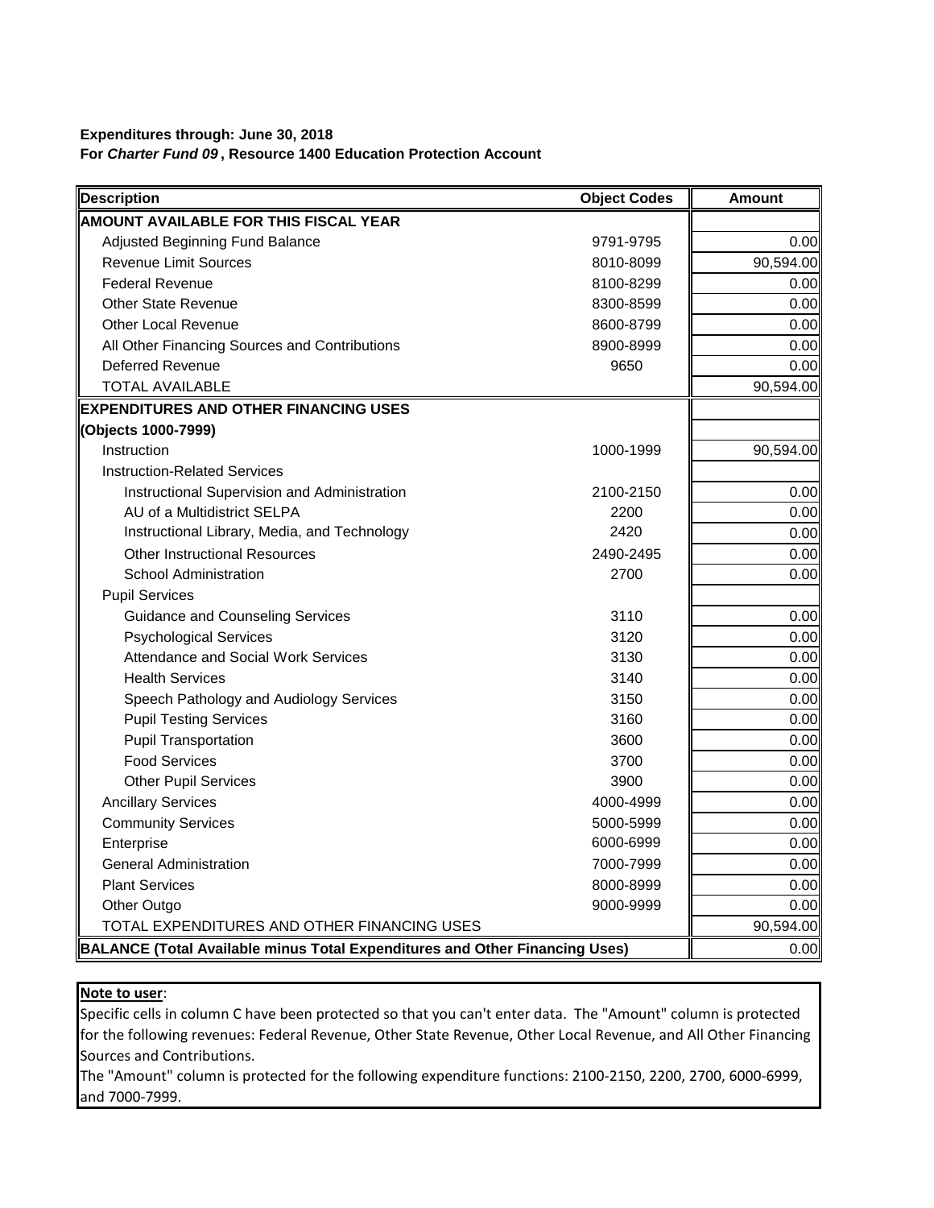**Expenditures through: June 30, 2018**
**For *Charter Fund 09* , Resource 1400 Education Protection Account**

| Description | Object Codes | Amount |
|---|---|---|
| **AMOUNT AVAILABLE FOR THIS FISCAL YEAR** | | |
| Adjusted Beginning Fund Balance | 9791-9795 | 0.00 |
| Revenue Limit Sources | 8010-8099 | 90,594.00 |
| Federal Revenue | 8100-8299 | 0.00 |
| Other State Revenue | 8300-8599 | 0.00 |
| Other Local Revenue | 8600-8799 | 0.00 |
| All Other Financing Sources and Contributions | 8900-8999 | 0.00 |
| Deferred Revenue | 9650 | 0.00 |
| TOTAL AVAILABLE | | 90,594.00 |
| **EXPENDITURES AND OTHER FINANCING USES** | | |
| **(Objects 1000-7999)** | | |
| Instruction | 1000-1999 | 90,594.00 |
| Instruction-Related Services | | |
| Instructional Supervision and Administration | 2100-2150 | 0.00 |
| AU of a Multidistrict SELPA | 2200 | 0.00 |
| Instructional Library, Media, and Technology | 2420 | 0.00 |
| Other Instructional Resources | 2490-2495 | 0.00 |
| School Administration | 2700 | 0.00 |
| Pupil Services | | |
| Guidance and Counseling Services | 3110 | 0.00 |
| Psychological Services | 3120 | 0.00 |
| Attendance and Social Work Services | 3130 | 0.00 |
| Health Services | 3140 | 0.00 |
| Speech Pathology and Audiology Services | 3150 | 0.00 |
| Pupil Testing Services | 3160 | 0.00 |
| Pupil Transportation | 3600 | 0.00 |
| Food Services | 3700 | 0.00 |
| Other Pupil Services | 3900 | 0.00 |
| Ancillary Services | 4000-4999 | 0.00 |
| Community Services | 5000-5999 | 0.00 |
| Enterprise | 6000-6999 | 0.00 |
| General Administration | 7000-7999 | 0.00 |
| Plant Services | 8000-8999 | 0.00 |
| Other Outgo | 9000-9999 | 0.00 |
| TOTAL EXPENDITURES AND OTHER FINANCING USES | | 90,594.00 |
| **BALANCE (Total Available minus Total Expenditures and Other Financing Uses)** | | 0.00 |

**Note to user**:
Specific cells in column C have been protected so that you can't enter data. The "Amount" column is protected for the following revenues: Federal Revenue, Other State Revenue, Other Local Revenue, and All Other Financing Sources and Contributions.
The "Amount" column is protected for the following expenditure functions: 2100-2150, 2200, 2700, 6000-6999, and 7000-7999.